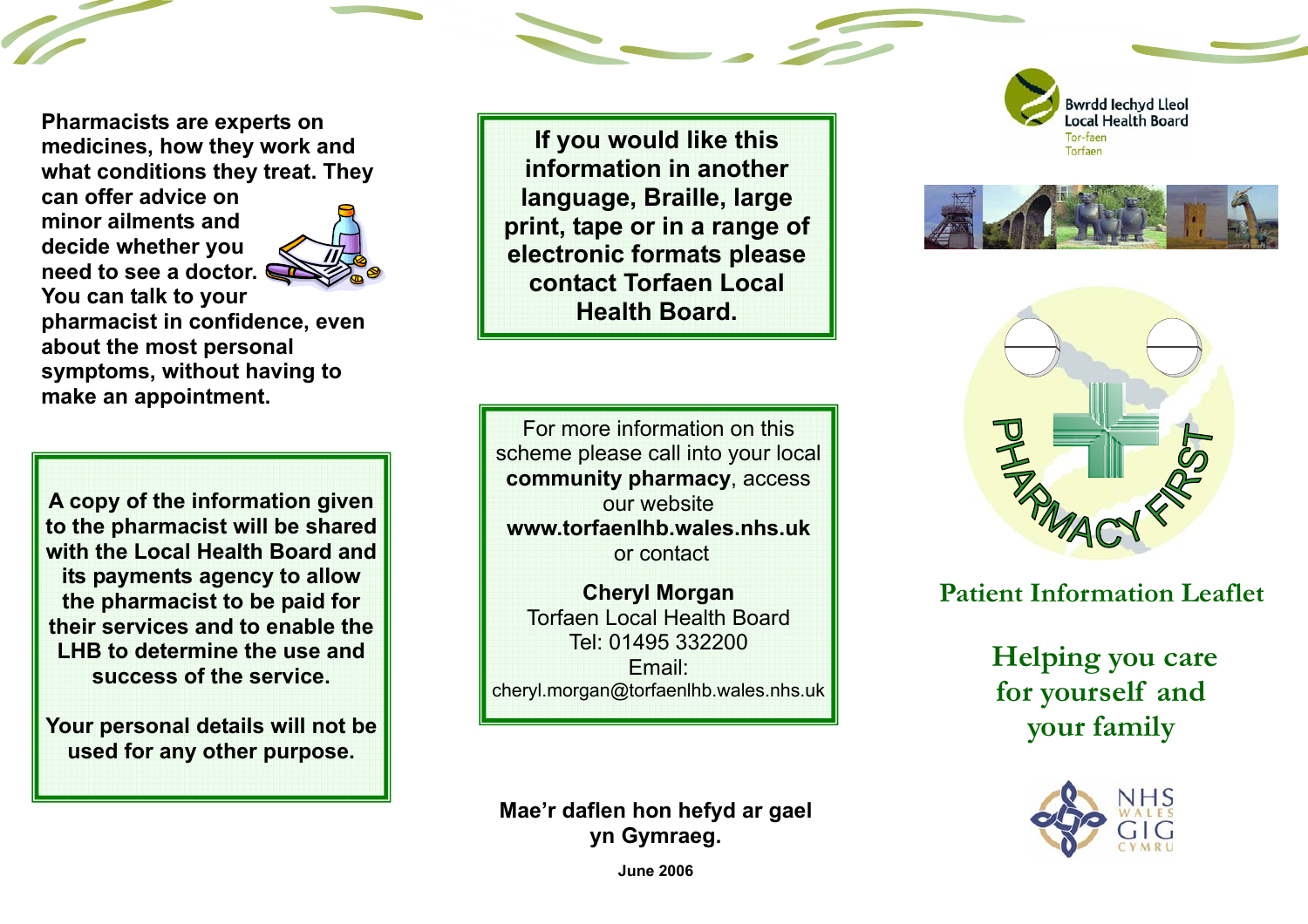Pharmacists are experts on medicines, how they work and what conditions they treat. They can offer advice on minor ailments and decide whether you need to see a doctor. You can talk to your pharmacist in confidence, even about the most personal symptoms, without having to make an appointment.

**A copy of the information given to the pharmacist will be shared with the Local Health Board and its payments agency to allow the pharmacist to be paid for their services and to enable the LHB to determine the use and success of the service.**

**Your personal details will not be used for any other purpose.**

**If you would like this information in another language, Braille, large print, tape or in a range of electronic formats please contact Torfaen Local Health Board.**

For more information on this scheme please call into your local **community pharmacy**, access our website **www.torfaenlhb.wales.nhs.uk** or contact

**Cheryl Morgan**
Torfaen Local Health Board
Tel: 01495 332200
Email:
cheryl.morgan@torfaenlhb.wales.nhs.uk

**Mae'r daflen hon hefyd ar gael yn Gymraeg.**

**June 2006**

Bwrdd Iechyd Lleol
Local Health Board
Tor-faen
Torfaen

PHARMACY FIRST

## Patient Information Leaflet

## Helping you care for yourself and your family

NHS WALES GIG CYMRU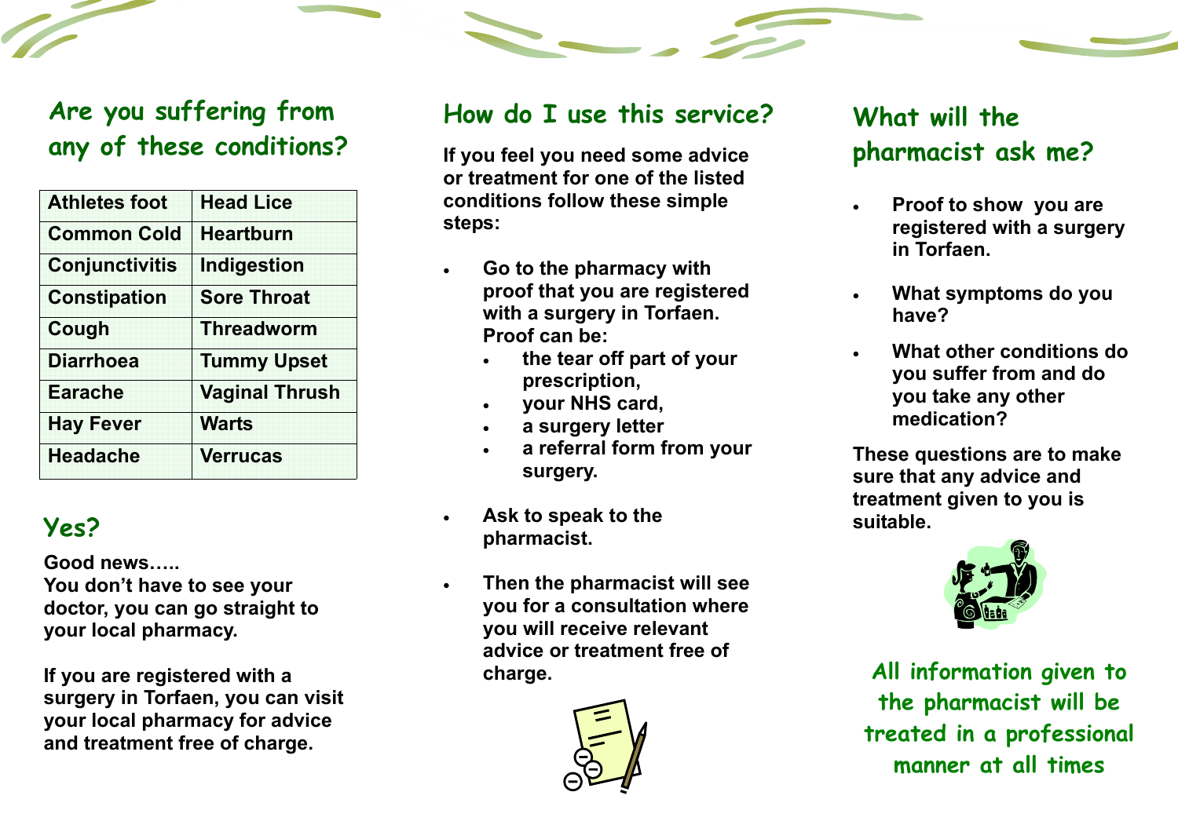## Are you suffering from any of these conditions?

| | |
|---|---|
| Athletes foot | Head Lice |
| Common Cold | Heartburn |
| Conjunctivitis | Indigestion |
| Constipation | Sore Throat |
| Cough | Threadworm |
| Diarrhoea | Tummy Upset |
| Earache | Vaginal Thrush |
| Hay Fever | Warts |
| Headache | Verrucas |

## Yes?

**Good news…..**
**You don't have to see your doctor, you can go straight to your local pharmacy.**

**If you are registered with a surgery in Torfaen, you can visit your local pharmacy for advice and treatment free of charge.**

## How do I use this service?

**If you feel you need some advice or treatment for one of the listed conditions follow these simple steps:**

- **Go to the pharmacy with proof that you are registered with a surgery in Torfaen. Proof can be:**
  - **the tear off part of your prescription,**
  - **your NHS card,**
  - **a surgery letter**
  - **a referral form from your surgery.**
- **Ask to speak to the pharmacist.**
- **Then the pharmacist will see you for a consultation where you will receive relevant advice or treatment free of charge.**

## What will the pharmacist ask me?

- **Proof to show you are registered with a surgery in Torfaen.**
- **What symptoms do you have?**
- **What other conditions do you suffer from and do you take any other medication?**

**These questions are to make sure that any advice and treatment given to you is suitable.**

**All information given to the pharmacist will be treated in a professional manner at all times**